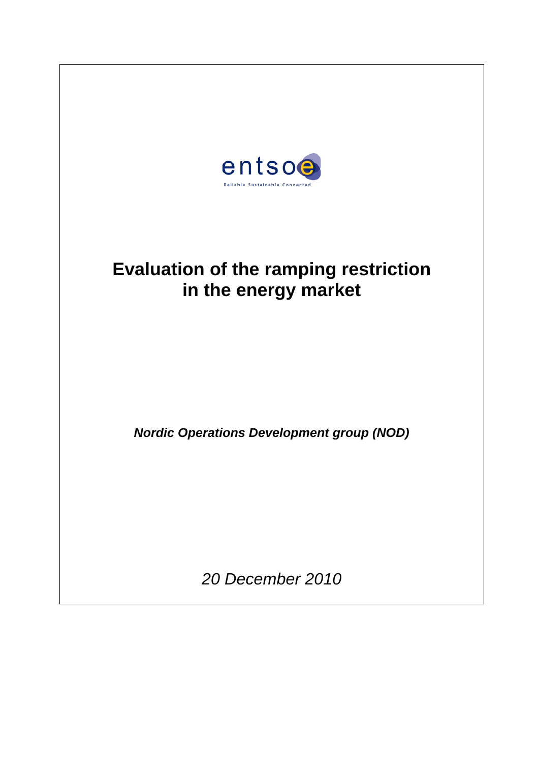entsoe

Reliable Sustainable Connected

# Evaluation of the ramping restriction in the energy market

***Nordic Operations Development group (NOD)***

*20 December 2010*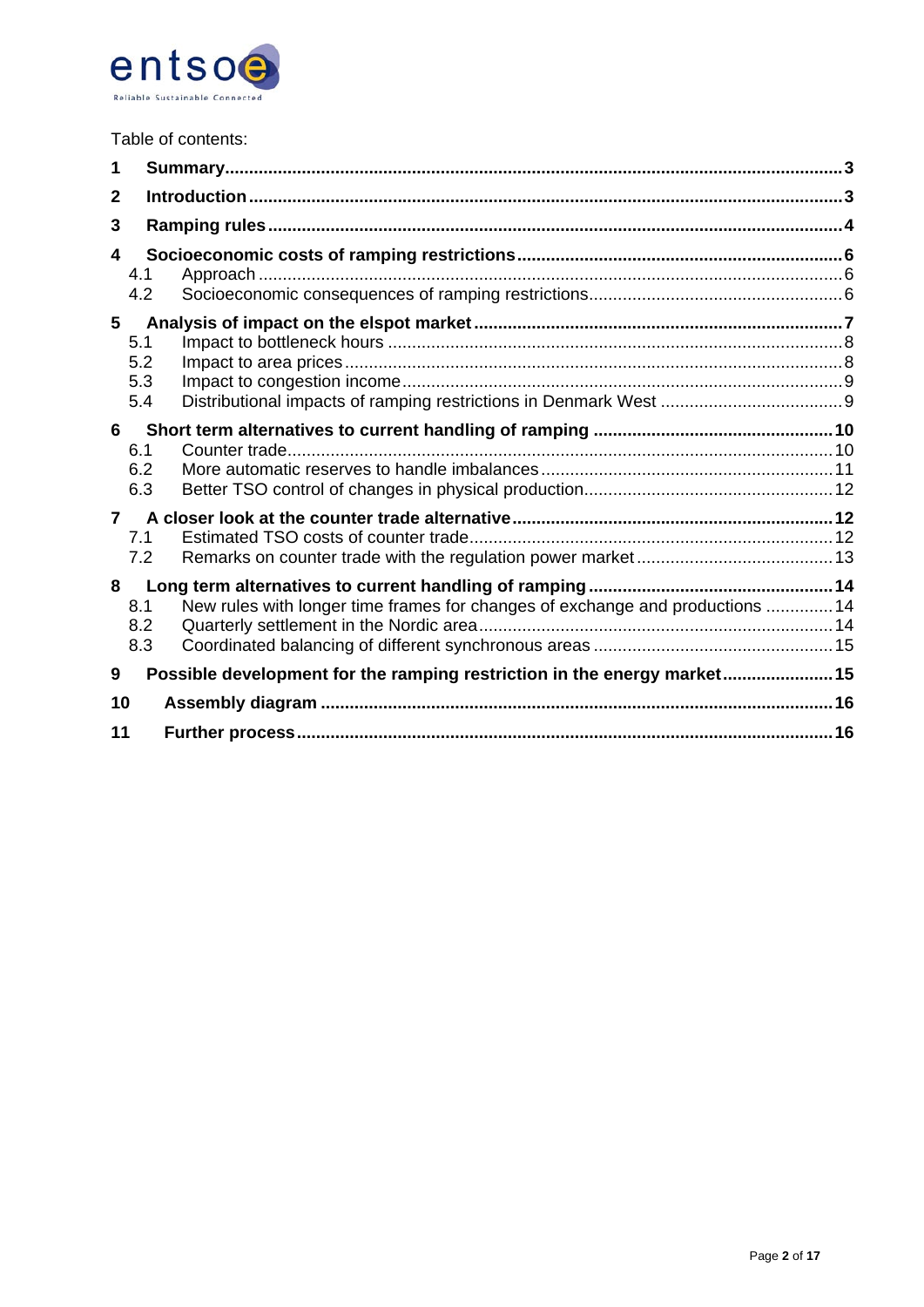Table of contents:

| | | |
|---|---|---|
| **1** | **Summary** | **3** |
| **2** | **Introduction** | **3** |
| **3** | **Ramping rules** | **4** |
| **4** | **Socioeconomic costs of ramping restrictions** | **6** |
| 4.1 | Approach | 6 |
| 4.2 | Socioeconomic consequences of ramping restrictions | 6 |
| **5** | **Analysis of impact on the elspot market** | **7** |
| 5.1 | Impact to bottleneck hours | 8 |
| 5.2 | Impact to area prices | 8 |
| 5.3 | Impact to congestion income | 9 |
| 5.4 | Distributional impacts of ramping restrictions in Denmark West | 9 |
| **6** | **Short term alternatives to current handling of ramping** | **10** |
| 6.1 | Counter trade | 10 |
| 6.2 | More automatic reserves to handle imbalances | 11 |
| 6.3 | Better TSO control of changes in physical production | 12 |
| **7** | **A closer look at the counter trade alternative** | **12** |
| 7.1 | Estimated TSO costs of counter trade | 12 |
| 7.2 | Remarks on counter trade with the regulation power market | 13 |
| **8** | **Long term alternatives to current handling of ramping** | **14** |
| 8.1 | New rules with longer time frames for changes of exchange and productions | 14 |
| 8.2 | Quarterly settlement in the Nordic area | 14 |
| 8.3 | Coordinated balancing of different synchronous areas | 15 |
| **9** | **Possible development for the ramping restriction in the energy market** | **15** |
| **10** | **Assembly diagram** | **16** |
| **11** | **Further process** | **16** |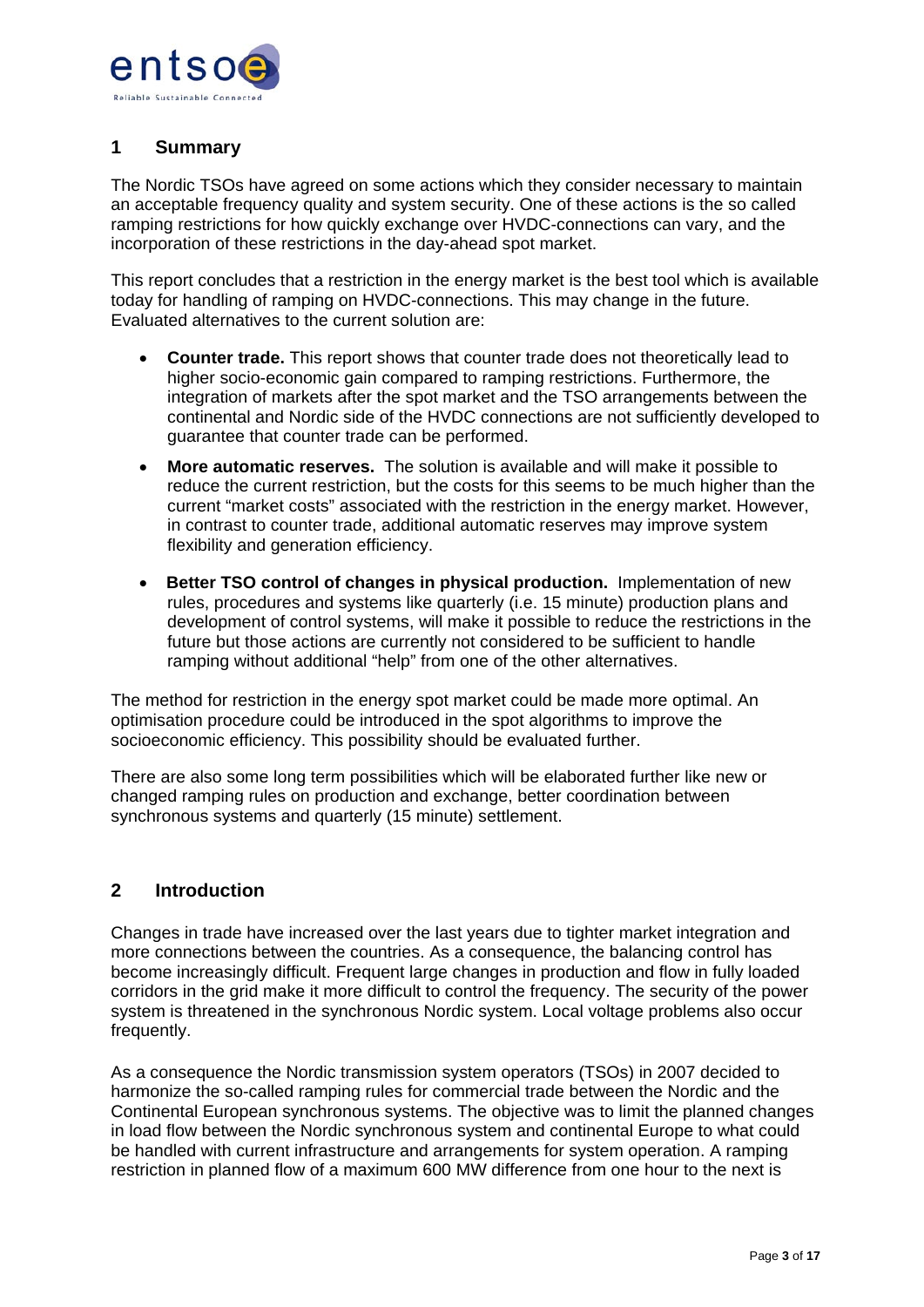## 1 Summary

The Nordic TSOs have agreed on some actions which they consider necessary to maintain an acceptable frequency quality and system security. One of these actions is the so called ramping restrictions for how quickly exchange over HVDC-connections can vary, and the incorporation of these restrictions in the day-ahead spot market.

This report concludes that a restriction in the energy market is the best tool which is available today for handling of ramping on HVDC-connections. This may change in the future. Evaluated alternatives to the current solution are:

- **Counter trade.** This report shows that counter trade does not theoretically lead to higher socio-economic gain compared to ramping restrictions. Furthermore, the integration of markets after the spot market and the TSO arrangements between the continental and Nordic side of the HVDC connections are not sufficiently developed to guarantee that counter trade can be performed.
- **More automatic reserves.** The solution is available and will make it possible to reduce the current restriction, but the costs for this seems to be much higher than the current "market costs" associated with the restriction in the energy market. However, in contrast to counter trade, additional automatic reserves may improve system flexibility and generation efficiency.
- **Better TSO control of changes in physical production.** Implementation of new rules, procedures and systems like quarterly (i.e. 15 minute) production plans and development of control systems, will make it possible to reduce the restrictions in the future but those actions are currently not considered to be sufficient to handle ramping without additional "help" from one of the other alternatives.

The method for restriction in the energy spot market could be made more optimal. An optimisation procedure could be introduced in the spot algorithms to improve the socioeconomic efficiency. This possibility should be evaluated further.

There are also some long term possibilities which will be elaborated further like new or changed ramping rules on production and exchange, better coordination between synchronous systems and quarterly (15 minute) settlement.

## 2 Introduction

Changes in trade have increased over the last years due to tighter market integration and more connections between the countries. As a consequence, the balancing control has become increasingly difficult. Frequent large changes in production and flow in fully loaded corridors in the grid make it more difficult to control the frequency. The security of the power system is threatened in the synchronous Nordic system. Local voltage problems also occur frequently.

As a consequence the Nordic transmission system operators (TSOs) in 2007 decided to harmonize the so-called ramping rules for commercial trade between the Nordic and the Continental European synchronous systems. The objective was to limit the planned changes in load flow between the Nordic synchronous system and continental Europe to what could be handled with current infrastructure and arrangements for system operation. A ramping restriction in planned flow of a maximum 600 MW difference from one hour to the next is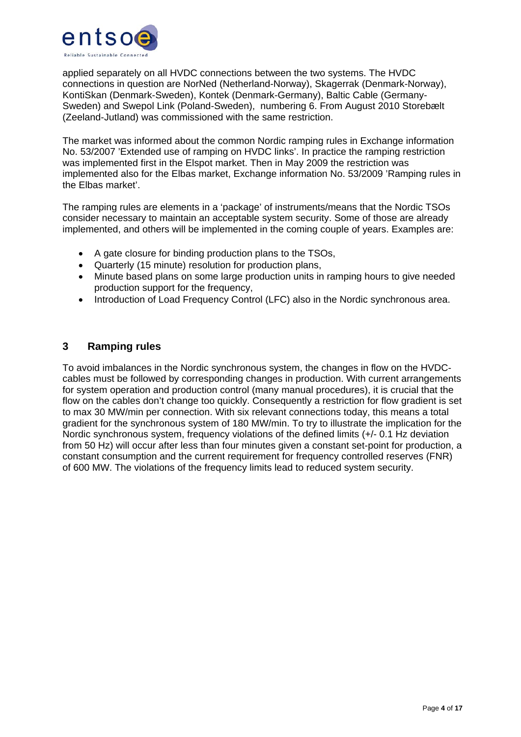applied separately on all HVDC connections between the two systems. The HVDC connections in question are NorNed (Netherland-Norway), Skagerrak (Denmark-Norway), KontiSkan (Denmark-Sweden), Kontek (Denmark-Germany), Baltic Cable (Germany-Sweden) and Swepol Link (Poland-Sweden), numbering 6. From August 2010 Storebælt (Zeeland-Jutland) was commissioned with the same restriction.

The market was informed about the common Nordic ramping rules in Exchange information No. 53/2007 'Extended use of ramping on HVDC links'. In practice the ramping restriction was implemented first in the Elspot market. Then in May 2009 the restriction was implemented also for the Elbas market, Exchange information No. 53/2009 'Ramping rules in the Elbas market'.

The ramping rules are elements in a 'package' of instruments/means that the Nordic TSOs consider necessary to maintain an acceptable system security. Some of those are already implemented, and others will be implemented in the coming couple of years. Examples are:

- A gate closure for binding production plans to the TSOs,
- Quarterly (15 minute) resolution for production plans,
- Minute based plans on some large production units in ramping hours to give needed production support for the frequency,
- Introduction of Load Frequency Control (LFC) also in the Nordic synchronous area.

## 3 Ramping rules

To avoid imbalances in the Nordic synchronous system, the changes in flow on the HVDC-cables must be followed by corresponding changes in production. With current arrangements for system operation and production control (many manual procedures), it is crucial that the flow on the cables don't change too quickly. Consequently a restriction for flow gradient is set to max 30 MW/min per connection. With six relevant connections today, this means a total gradient for the synchronous system of 180 MW/min. To try to illustrate the implication for the Nordic synchronous system, frequency violations of the defined limits (+/- 0.1 Hz deviation from 50 Hz) will occur after less than four minutes given a constant set-point for production, a constant consumption and the current requirement for frequency controlled reserves (FNR) of 600 MW. The violations of the frequency limits lead to reduced system security.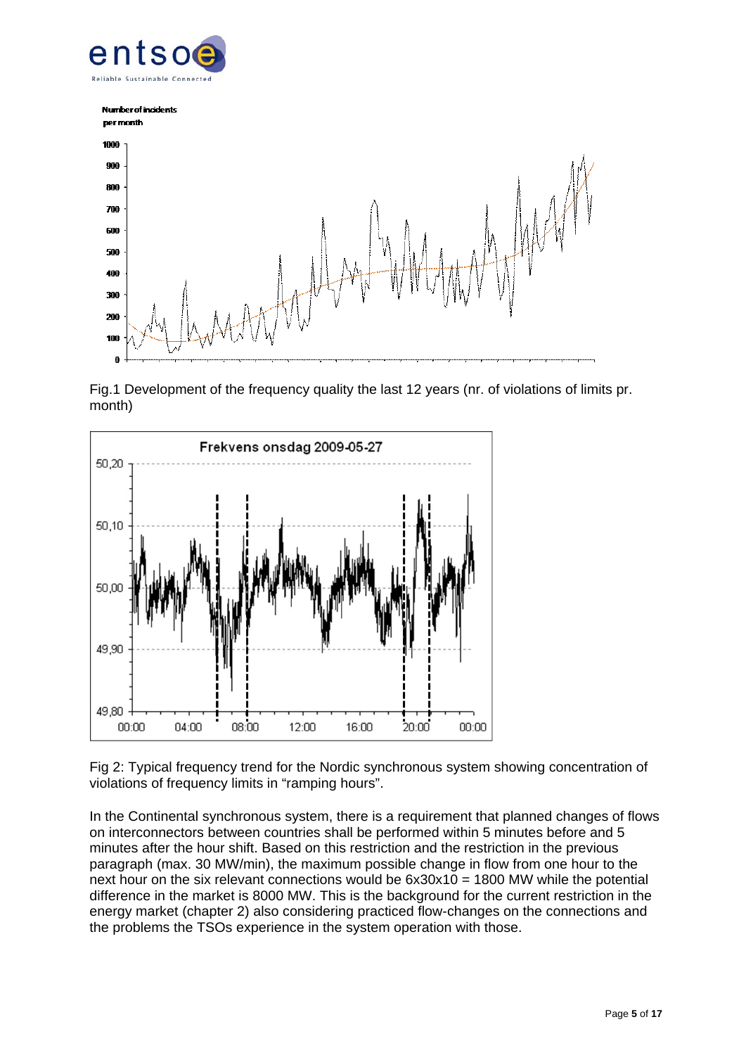Fig.1 Development of the frequency quality the last 12 years (nr. of violations of limits pr. month)

Fig 2: Typical frequency trend for the Nordic synchronous system showing concentration of violations of frequency limits in “ramping hours”.

In the Continental synchronous system, there is a requirement that planned changes of flows on interconnectors between countries shall be performed within 5 minutes before and 5 minutes after the hour shift. Based on this restriction and the restriction in the previous paragraph (max. 30 MW/min), the maximum possible change in flow from one hour to the next hour on the six relevant connections would be 6x30x10 = 1800 MW while the potential difference in the market is 8000 MW. This is the background for the current restriction in the energy market (chapter 2) also considering practiced flow-changes on the connections and the problems the TSOs experience in the system operation with those.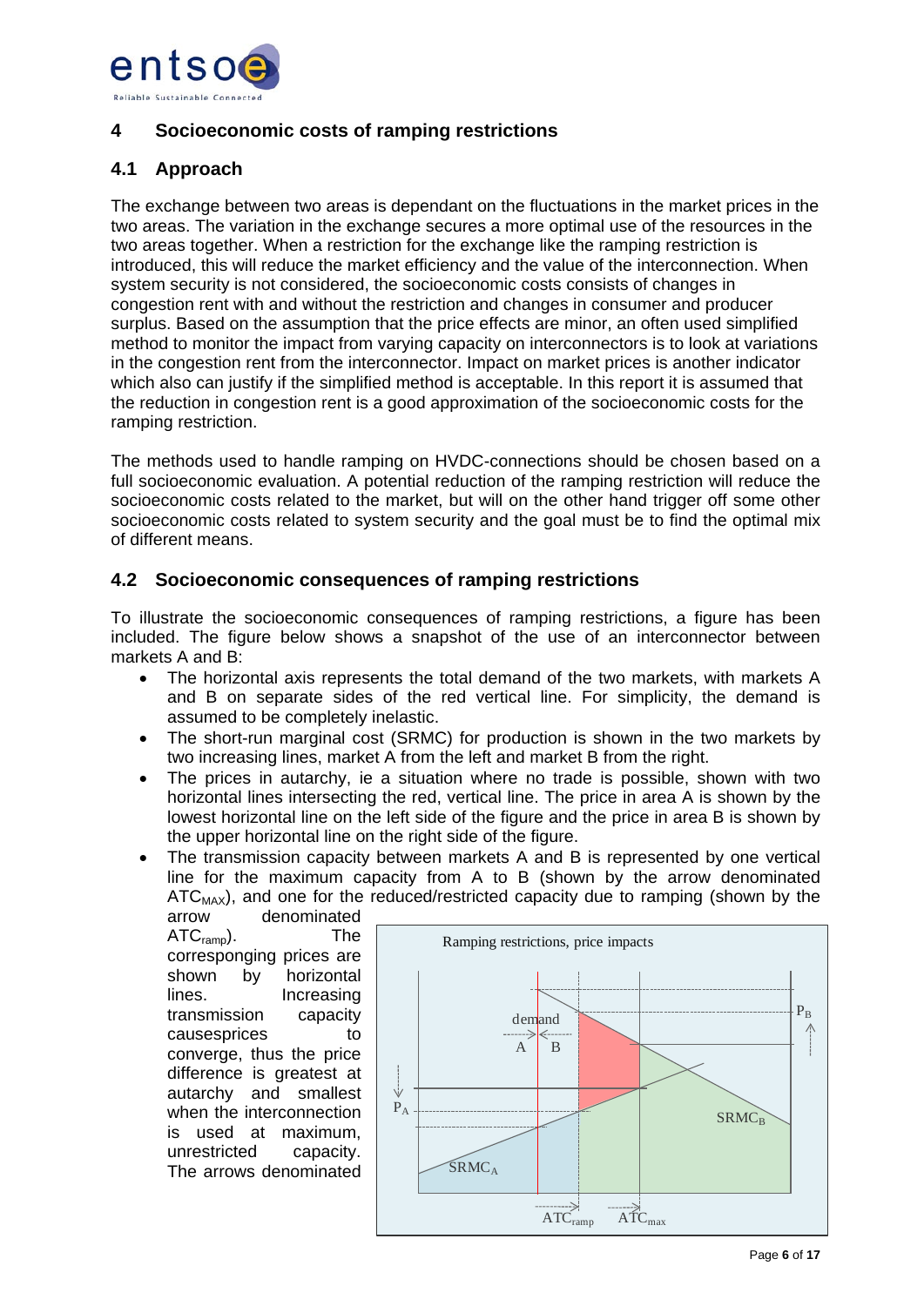## 4 Socioeconomic costs of ramping restrictions

### 4.1 Approach

The exchange between two areas is dependant on the fluctuations in the market prices in the two areas. The variation in the exchange secures a more optimal use of the resources in the two areas together. When a restriction for the exchange like the ramping restriction is introduced, this will reduce the market efficiency and the value of the interconnection. When system security is not considered, the socioeconomic costs consists of changes in congestion rent with and without the restriction and changes in consumer and producer surplus. Based on the assumption that the price effects are minor, an often used simplified method to monitor the impact from varying capacity on interconnectors is to look at variations in the congestion rent from the interconnector. Impact on market prices is another indicator which also can justify if the simplified method is acceptable. In this report it is assumed that the reduction in congestion rent is a good approximation of the socioeconomic costs for the ramping restriction.

The methods used to handle ramping on HVDC-connections should be chosen based on a full socioeconomic evaluation. A potential reduction of the ramping restriction will reduce the socioeconomic costs related to the market, but will on the other hand trigger off some other socioeconomic costs related to system security and the goal must be to find the optimal mix of different means.

### 4.2 Socioeconomic consequences of ramping restrictions

To illustrate the socioeconomic consequences of ramping restrictions, a figure has been included. The figure below shows a snapshot of the use of an interconnector between markets A and B:

- The horizontal axis represents the total demand of the two markets, with markets A and B on separate sides of the red vertical line. For simplicity, the demand is assumed to be completely inelastic.
- The short-run marginal cost (SRMC) for production is shown in the two markets by two increasing lines, market A from the left and market B from the right.
- The prices in autarchy, ie a situation where no trade is possible, shown with two horizontal lines intersecting the red, vertical line. The price in area A is shown by the lowest horizontal line on the left side of the figure and the price in area B is shown by the upper horizontal line on the right side of the figure.
- The transmission capacity between markets A and B is represented by one vertical line for the maximum capacity from A to B (shown by the arrow denominated $ATC_{MAX}$), and one for the reduced/restricted capacity due to ramping (shown by the arrow denominated $ATC_{ramp}$). The corresponging prices are shown by horizontal lines. Increasing transmission capacity causesprices to converge, thus the price difference is greatest at autarchy and smallest when the interconnection is used at maximum, unrestricted capacity. The arrows denominated

Ramping restrictions, price impacts

demand A B $P_B$ $P_A$ $SRMC_A$ $SRMC_B$ $ATC_{ramp}$ $ATC_{max}$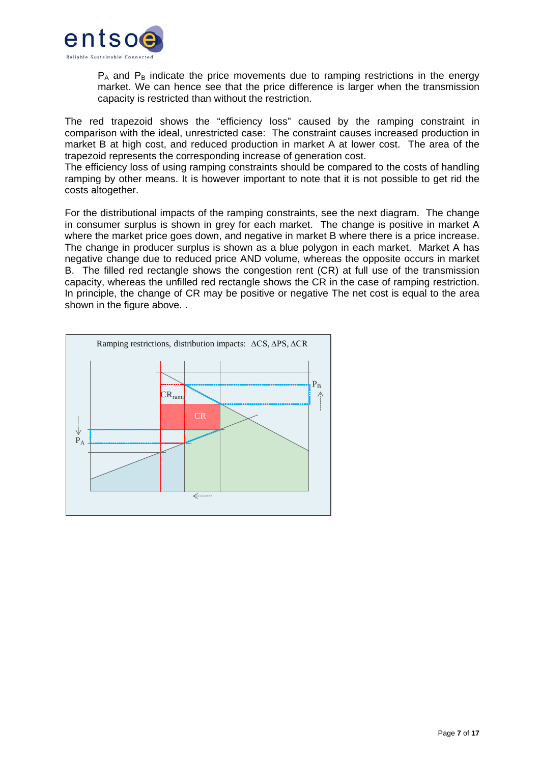$P_A$ and $P_B$ indicate the price movements due to ramping restrictions in the energy market. We can hence see that the price difference is larger when the transmission capacity is restricted than without the restriction.

The red trapezoid shows the "efficiency loss" caused by the ramping constraint in comparison with the ideal, unrestricted case: The constraint causes increased production in market B at high cost, and reduced production in market A at lower cost. The area of the trapezoid represents the corresponding increase of generation cost.
The efficiency loss of using ramping constraints should be compared to the costs of handling ramping by other means. It is however important to note that it is not possible to get rid the costs altogether.

For the distributional impacts of the ramping constraints, see the next diagram. The change in consumer surplus is shown in grey for each market. The change is positive in market A where the market price goes down, and negative in market B where there is a price increase. The change in producer surplus is shown as a blue polygon in each market. Market A has negative change due to reduced price AND volume, whereas the opposite occurs in market B. The filled red rectangle shows the congestion rent (CR) at full use of the transmission capacity, whereas the unfilled red rectangle shows the CR in the case of ramping restriction. In principle, the change of CR may be positive or negative The net cost is equal to the area shown in the figure above. .

Ramping restrictions, distribution impacts: $\Delta CS$, $\Delta PS$, $\Delta CR$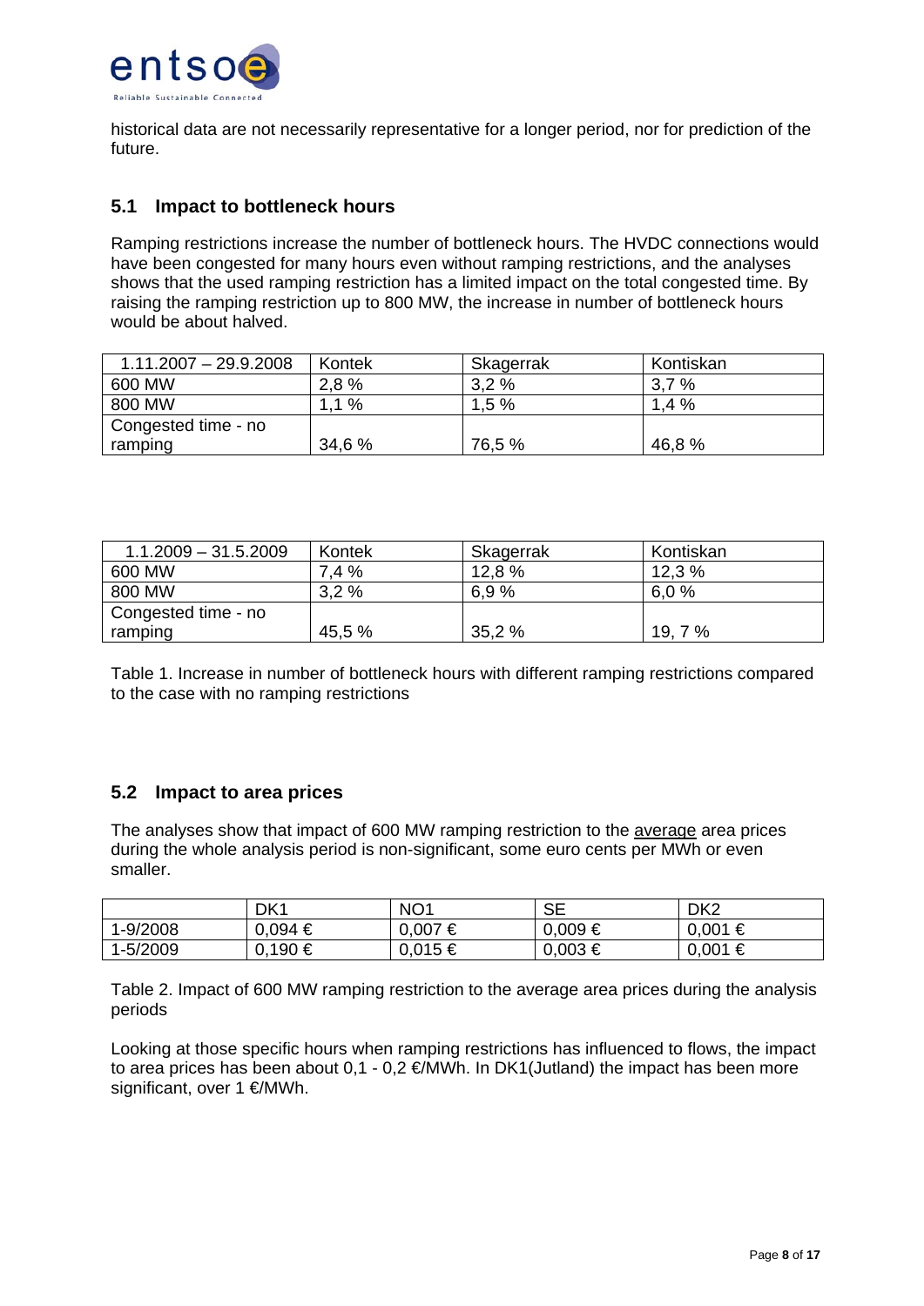historical data are not necessarily representative for a longer period, nor for prediction of the future.

## 5.1 Impact to bottleneck hours

Ramping restrictions increase the number of bottleneck hours. The HVDC connections would have been congested for many hours even without ramping restrictions, and the analyses shows that the used ramping restriction has a limited impact on the total congested time. By raising the ramping restriction up to 800 MW, the increase in number of bottleneck hours would be about halved.

| 1.11.2007 – 29.9.2008 | Kontek | Skagerrak | Kontiskan |
|---|---|---|---|
| 600 MW | 2,8 % | 3,2 % | 3,7 % |
| 800 MW | 1,1 % | 1,5 % | 1,4 % |
| Congested time - no ramping | 34,6 % | 76,5 % | 46,8 % |

| 1.1.2009 – 31.5.2009 | Kontek | Skagerrak | Kontiskan |
|---|---|---|---|
| 600 MW | 7,4 % | 12,8 % | 12,3 % |
| 800 MW | 3,2 % | 6,9 % | 6,0 % |
| Congested time - no ramping | 45,5 % | 35,2 % | 19, 7 % |

Table 1. Increase in number of bottleneck hours with different ramping restrictions compared to the case with no ramping restrictions

## 5.2 Impact to area prices

The analyses show that impact of 600 MW ramping restriction to the average area prices during the whole analysis period is non-significant, some euro cents per MWh or even smaller.

| | DK1 | NO1 | SE | DK2 |
|---|---|---|---|---|
| 1-9/2008 | 0,094 € | 0,007 € | 0,009 € | 0,001 € |
| 1-5/2009 | 0,190 € | 0,015 € | 0,003 € | 0,001 € |

Table 2. Impact of 600 MW ramping restriction to the average area prices during the analysis periods

Looking at those specific hours when ramping restrictions has influenced to flows, the impact to area prices has been about 0,1 - 0,2 €/MWh. In DK1(Jutland) the impact has been more significant, over 1 €/MWh.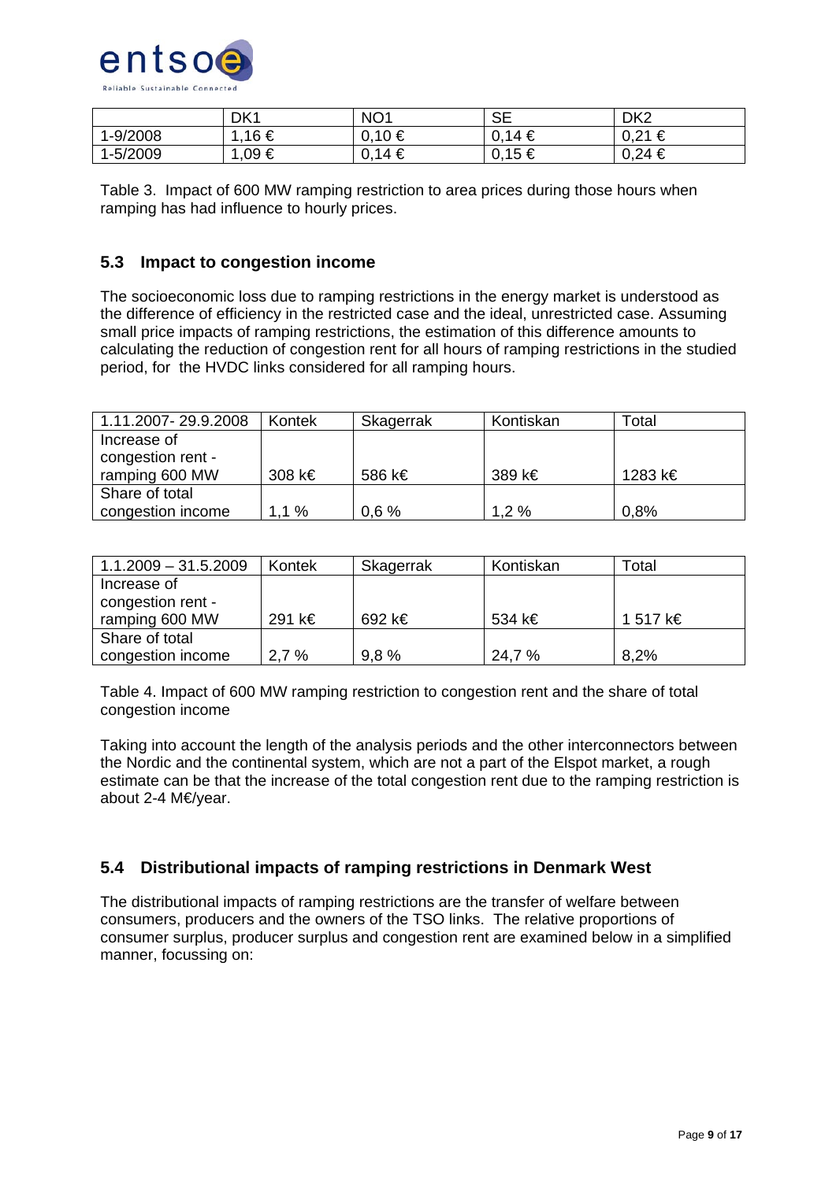|  | DK1 | NO1 | SE | DK2 |
| --- | --- | --- | --- | --- |
| 1-9/2008 | 1,16 € | 0,10 € | 0,14 € | 0,21 € |
| 1-5/2009 | 1,09 € | 0,14 € | 0,15 € | 0,24 € |

Table 3. Impact of 600 MW ramping restriction to area prices during those hours when ramping has had influence to hourly prices.

## 5.3 Impact to congestion income

The socioeconomic loss due to ramping restrictions in the energy market is understood as the difference of efficiency in the restricted case and the ideal, unrestricted case. Assuming small price impacts of ramping restrictions, the estimation of this difference amounts to calculating the reduction of congestion rent for all hours of ramping restrictions in the studied period, for the HVDC links considered for all ramping hours.

| 1.11.2007- 29.9.2008 | Kontek | Skagerrak | Kontiskan | Total |
| --- | --- | --- | --- | --- |
| Increase of congestion rent - ramping 600 MW | 308 k€ | 586 k€ | 389 k€ | 1283 k€ |
| Share of total congestion income | 1,1 % | 0,6 % | 1,2 % | 0,8% |

| 1.1.2009 – 31.5.2009 | Kontek | Skagerrak | Kontiskan | Total |
| --- | --- | --- | --- | --- |
| Increase of congestion rent - ramping 600 MW | 291 k€ | 692 k€ | 534 k€ | 1 517 k€ |
| Share of total congestion income | 2,7 % | 9,8 % | 24,7 % | 8,2% |

Table 4. Impact of 600 MW ramping restriction to congestion rent and the share of total congestion income

Taking into account the length of the analysis periods and the other interconnectors between the Nordic and the continental system, which are not a part of the Elspot market, a rough estimate can be that the increase of the total congestion rent due to the ramping restriction is about 2-4 M€/year.

## 5.4 Distributional impacts of ramping restrictions in Denmark West

The distributional impacts of ramping restrictions are the transfer of welfare between consumers, producers and the owners of the TSO links. The relative proportions of consumer surplus, producer surplus and congestion rent are examined below in a simplified manner, focussing on: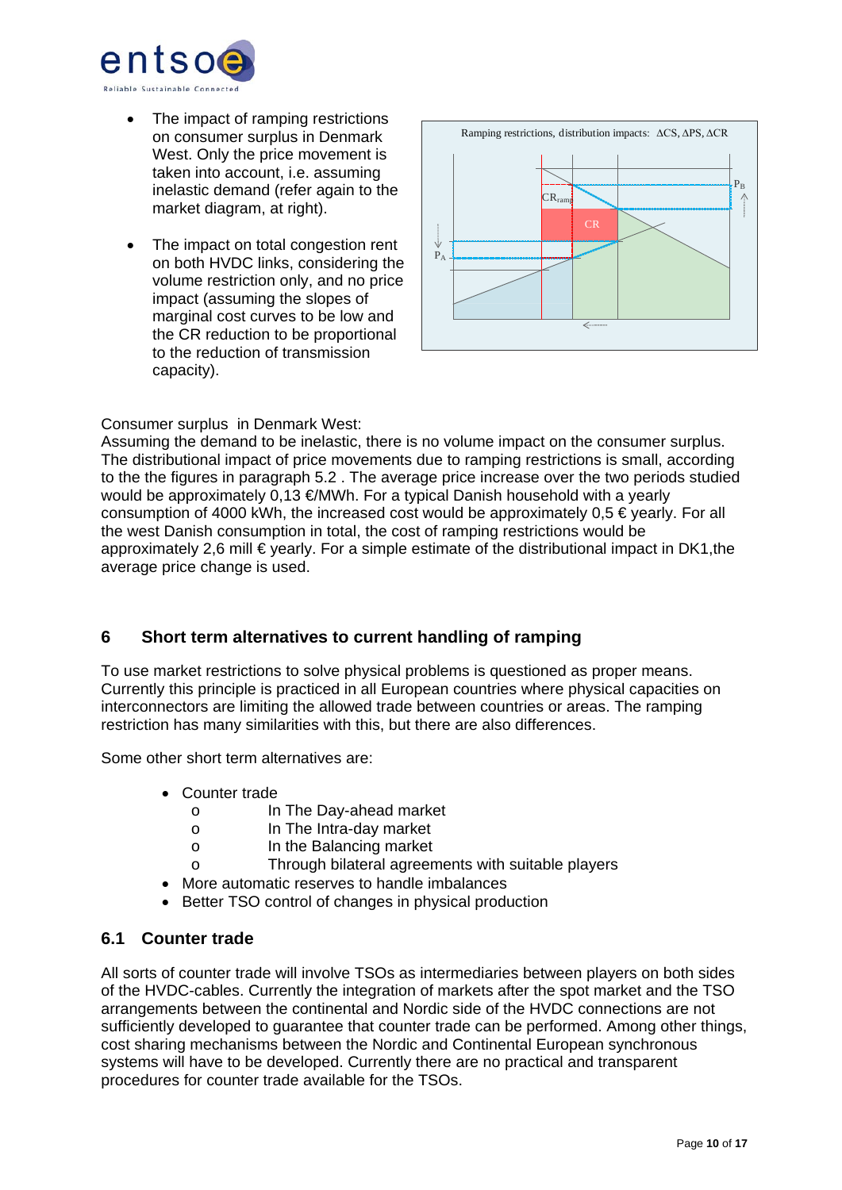- The impact of ramping restrictions on consumer surplus in Denmark West. Only the price movement is taken into account, i.e. assuming inelastic demand (refer again to the market diagram, at right).
- The impact on total congestion rent on both HVDC links, considering the volume restriction only, and no price impact (assuming the slopes of marginal cost curves to be low and the CR reduction to be proportional to the reduction of transmission capacity).

Consumer surplus in Denmark West:
Assuming the demand to be inelastic, there is no volume impact on the consumer surplus. The distributional impact of price movements due to ramping restrictions is small, according to the the figures in paragraph 5.2 . The average price increase over the two periods studied would be approximately 0,13 €/MWh. For a typical Danish household with a yearly consumption of 4000 kWh, the increased cost would be approximately 0,5 € yearly. For all the west Danish consumption in total, the cost of ramping restrictions would be approximately 2,6 mill € yearly. For a simple estimate of the distributional impact in DK1,the average price change is used.

## 6 Short term alternatives to current handling of ramping

To use market restrictions to solve physical problems is questioned as proper means. Currently this principle is practiced in all European countries where physical capacities on interconnectors are limiting the allowed trade between countries or areas. The ramping restriction has many similarities with this, but there are also differences.

Some other short term alternatives are:

- Counter trade
  - In The Day-ahead market
  - In The Intra-day market
  - In the Balancing market
  - Through bilateral agreements with suitable players
- More automatic reserves to handle imbalances
- Better TSO control of changes in physical production

### 6.1 Counter trade

All sorts of counter trade will involve TSOs as intermediaries between players on both sides of the HVDC-cables. Currently the integration of markets after the spot market and the TSO arrangements between the continental and Nordic side of the HVDC connections are not sufficiently developed to guarantee that counter trade can be performed. Among other things, cost sharing mechanisms between the Nordic and Continental European synchronous systems will have to be developed. Currently there are no practical and transparent procedures for counter trade available for the TSOs.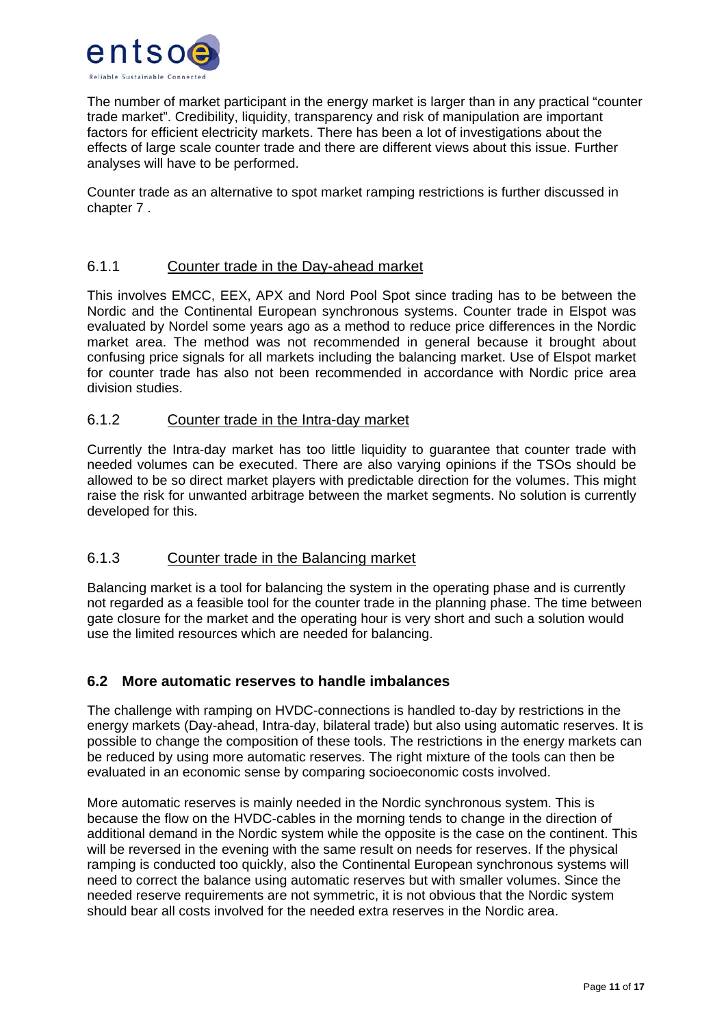The number of market participant in the energy market is larger than in any practical "counter trade market". Credibility, liquidity, transparency and risk of manipulation are important factors for efficient electricity markets. There has been a lot of investigations about the effects of large scale counter trade and there are different views about this issue. Further analyses will have to be performed.

Counter trade as an alternative to spot market ramping restrictions is further discussed in chapter 7 .

### 6.1.1 Counter trade in the Day-ahead market

This involves EMCC, EEX, APX and Nord Pool Spot since trading has to be between the Nordic and the Continental European synchronous systems. Counter trade in Elspot was evaluated by Nordel some years ago as a method to reduce price differences in the Nordic market area. The method was not recommended in general because it brought about confusing price signals for all markets including the balancing market. Use of Elspot market for counter trade has also not been recommended in accordance with Nordic price area division studies.

### 6.1.2 Counter trade in the Intra-day market

Currently the Intra-day market has too little liquidity to guarantee that counter trade with needed volumes can be executed. There are also varying opinions if the TSOs should be allowed to be so direct market players with predictable direction for the volumes. This might raise the risk for unwanted arbitrage between the market segments. No solution is currently developed for this.

### 6.1.3 Counter trade in the Balancing market

Balancing market is a tool for balancing the system in the operating phase and is currently not regarded as a feasible tool for the counter trade in the planning phase. The time between gate closure for the market and the operating hour is very short and such a solution would use the limited resources which are needed for balancing.

## 6.2 More automatic reserves to handle imbalances

The challenge with ramping on HVDC-connections is handled to-day by restrictions in the energy markets (Day-ahead, Intra-day, bilateral trade) but also using automatic reserves. It is possible to change the composition of these tools. The restrictions in the energy markets can be reduced by using more automatic reserves. The right mixture of the tools can then be evaluated in an economic sense by comparing socioeconomic costs involved.

More automatic reserves is mainly needed in the Nordic synchronous system. This is because the flow on the HVDC-cables in the morning tends to change in the direction of additional demand in the Nordic system while the opposite is the case on the continent. This will be reversed in the evening with the same result on needs for reserves. If the physical ramping is conducted too quickly, also the Continental European synchronous systems will need to correct the balance using automatic reserves but with smaller volumes. Since the needed reserve requirements are not symmetric, it is not obvious that the Nordic system should bear all costs involved for the needed extra reserves in the Nordic area.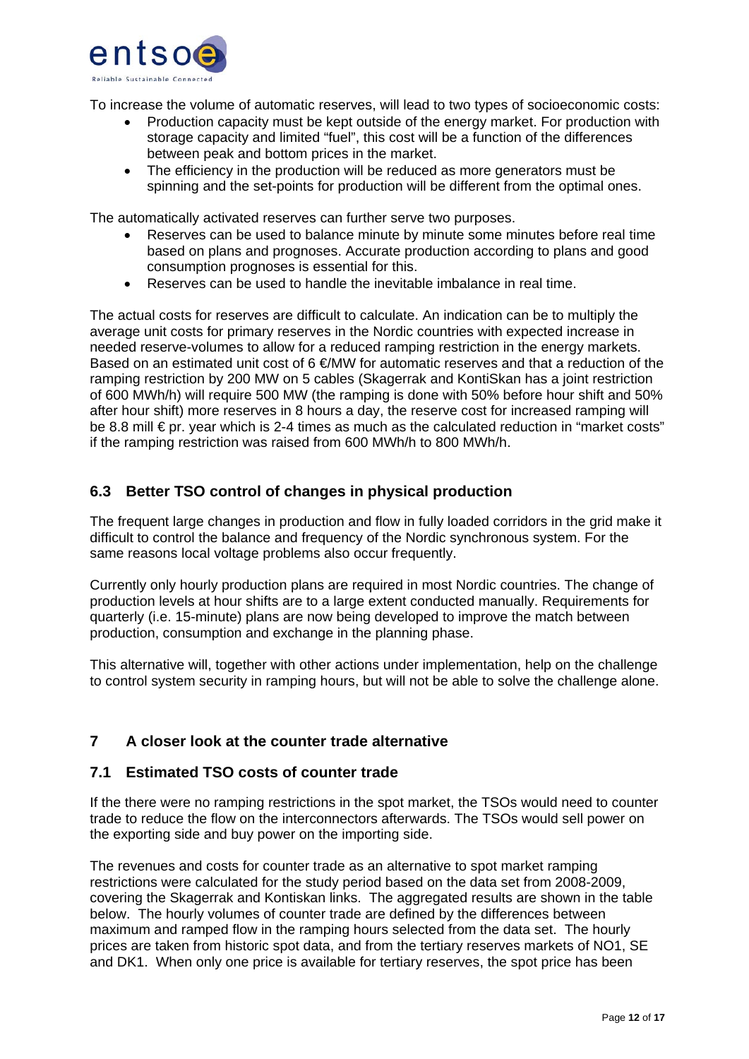To increase the volume of automatic reserves, will lead to two types of socioeconomic costs:

- Production capacity must be kept outside of the energy market. For production with storage capacity and limited "fuel", this cost will be a function of the differences between peak and bottom prices in the market.
- The efficiency in the production will be reduced as more generators must be spinning and the set-points for production will be different from the optimal ones.

The automatically activated reserves can further serve two purposes.

- Reserves can be used to balance minute by minute some minutes before real time based on plans and prognoses. Accurate production according to plans and good consumption prognoses is essential for this.
- Reserves can be used to handle the inevitable imbalance in real time.

The actual costs for reserves are difficult to calculate. An indication can be to multiply the average unit costs for primary reserves in the Nordic countries with expected increase in needed reserve-volumes to allow for a reduced ramping restriction in the energy markets. Based on an estimated unit cost of 6 €/MW for automatic reserves and that a reduction of the ramping restriction by 200 MW on 5 cables (Skagerrak and KontiSkan has a joint restriction of 600 MWh/h) will require 500 MW (the ramping is done with 50% before hour shift and 50% after hour shift) more reserves in 8 hours a day, the reserve cost for increased ramping will be 8.8 mill € pr. year which is 2-4 times as much as the calculated reduction in "market costs" if the ramping restriction was raised from 600 MWh/h to 800 MWh/h.

## 6.3 Better TSO control of changes in physical production

The frequent large changes in production and flow in fully loaded corridors in the grid make it difficult to control the balance and frequency of the Nordic synchronous system. For the same reasons local voltage problems also occur frequently.

Currently only hourly production plans are required in most Nordic countries. The change of production levels at hour shifts are to a large extent conducted manually. Requirements for quarterly (i.e. 15-minute) plans are now being developed to improve the match between production, consumption and exchange in the planning phase.

This alternative will, together with other actions under implementation, help on the challenge to control system security in ramping hours, but will not be able to solve the challenge alone.

# 7 A closer look at the counter trade alternative

## 7.1 Estimated TSO costs of counter trade

If the there were no ramping restrictions in the spot market, the TSOs would need to counter trade to reduce the flow on the interconnectors afterwards. The TSOs would sell power on the exporting side and buy power on the importing side.

The revenues and costs for counter trade as an alternative to spot market ramping restrictions were calculated for the study period based on the data set from 2008-2009, covering the Skagerrak and Kontiskan links. The aggregated results are shown in the table below. The hourly volumes of counter trade are defined by the differences between maximum and ramped flow in the ramping hours selected from the data set. The hourly prices are taken from historic spot data, and from the tertiary reserves markets of NO1, SE and DK1. When only one price is available for tertiary reserves, the spot price has been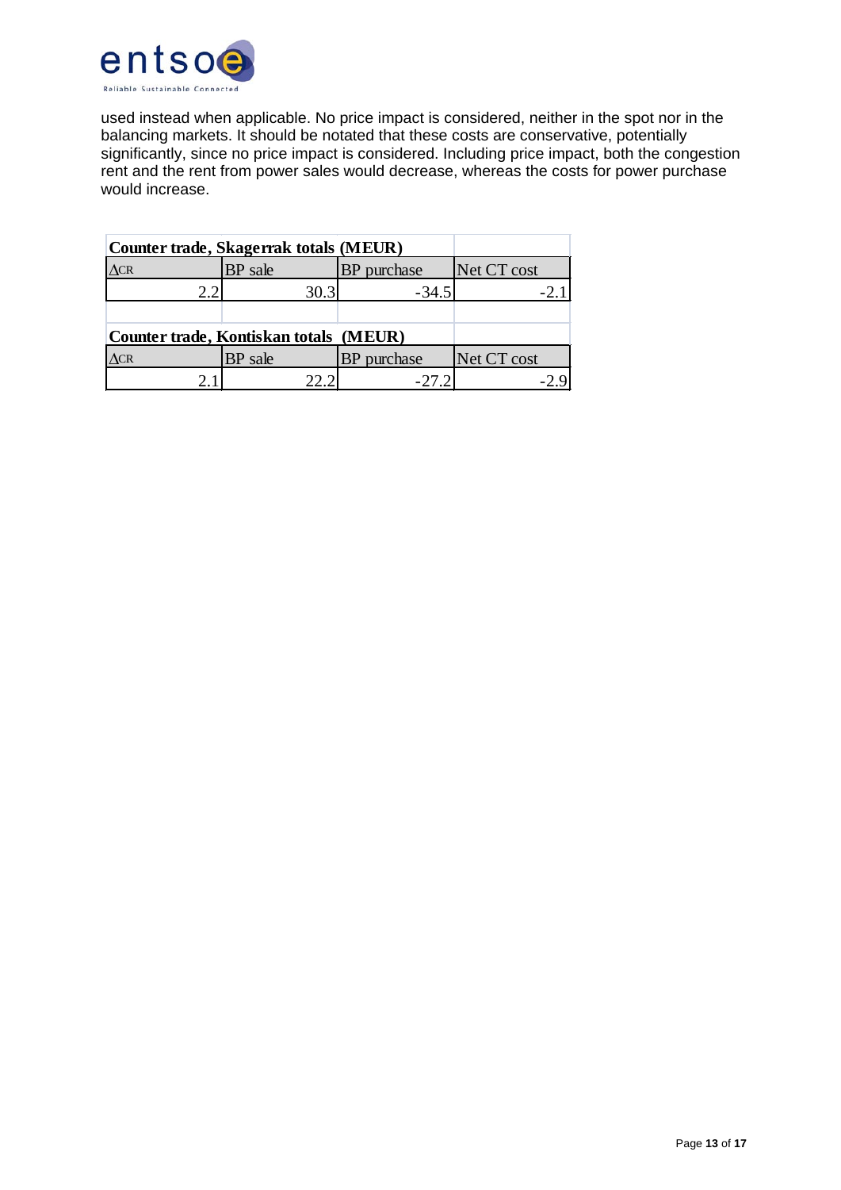used instead when applicable. No price impact is considered, neither in the spot nor in the balancing markets. It should be notated that these costs are conservative, potentially significantly, since no price impact is considered. Including price impact, both the congestion rent and the rent from power sales would decrease, whereas the costs for power purchase would increase.

| **Counter trade, Skagerrak totals (MEUR)** | | | |
|---|---|---|---|
| ΔCR | BP sale | BP purchase | Net CT cost |
| 2.2 | 30.3 | -34.5 | -2.1 |

| **Counter trade, Kontiskan totals (MEUR)** | | | |
|---|---|---|---|
| ΔCR | BP sale | BP purchase | Net CT cost |
| 2.1 | 22.2 | -27.2 | -2.9 |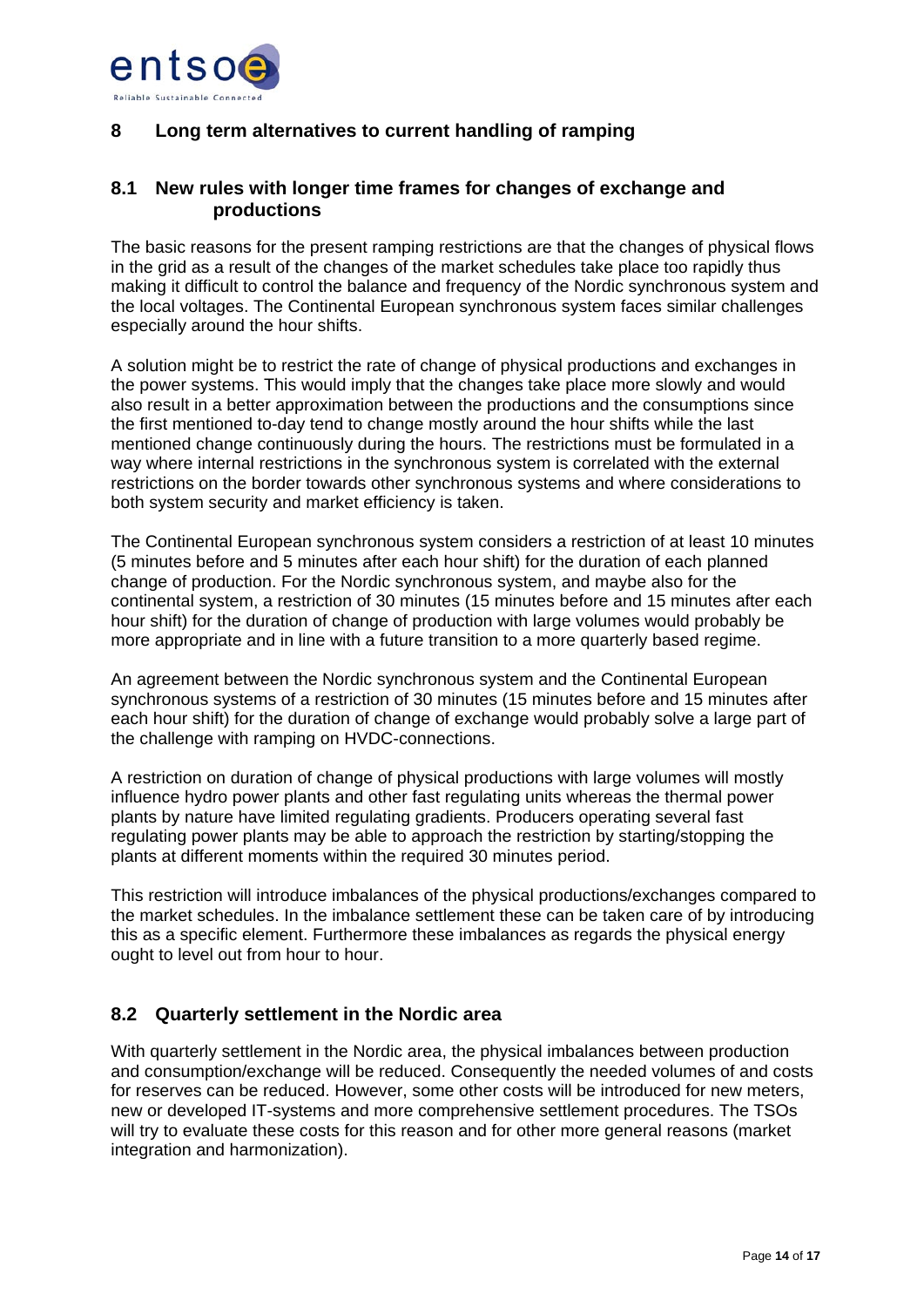# 8 Long term alternatives to current handling of ramping

## 8.1 New rules with longer time frames for changes of exchange and productions

The basic reasons for the present ramping restrictions are that the changes of physical flows in the grid as a result of the changes of the market schedules take place too rapidly thus making it difficult to control the balance and frequency of the Nordic synchronous system and the local voltages. The Continental European synchronous system faces similar challenges especially around the hour shifts.

A solution might be to restrict the rate of change of physical productions and exchanges in the power systems. This would imply that the changes take place more slowly and would also result in a better approximation between the productions and the consumptions since the first mentioned to-day tend to change mostly around the hour shifts while the last mentioned change continuously during the hours. The restrictions must be formulated in a way where internal restrictions in the synchronous system is correlated with the external restrictions on the border towards other synchronous systems and where considerations to both system security and market efficiency is taken.

The Continental European synchronous system considers a restriction of at least 10 minutes (5 minutes before and 5 minutes after each hour shift) for the duration of each planned change of production. For the Nordic synchronous system, and maybe also for the continental system, a restriction of 30 minutes (15 minutes before and 15 minutes after each hour shift) for the duration of change of production with large volumes would probably be more appropriate and in line with a future transition to a more quarterly based regime.

An agreement between the Nordic synchronous system and the Continental European synchronous systems of a restriction of 30 minutes (15 minutes before and 15 minutes after each hour shift) for the duration of change of exchange would probably solve a large part of the challenge with ramping on HVDC-connections.

A restriction on duration of change of physical productions with large volumes will mostly influence hydro power plants and other fast regulating units whereas the thermal power plants by nature have limited regulating gradients. Producers operating several fast regulating power plants may be able to approach the restriction by starting/stopping the plants at different moments within the required 30 minutes period.

This restriction will introduce imbalances of the physical productions/exchanges compared to the market schedules. In the imbalance settlement these can be taken care of by introducing this as a specific element. Furthermore these imbalances as regards the physical energy ought to level out from hour to hour.

## 8.2 Quarterly settlement in the Nordic area

With quarterly settlement in the Nordic area, the physical imbalances between production and consumption/exchange will be reduced. Consequently the needed volumes of and costs for reserves can be reduced. However, some other costs will be introduced for new meters, new or developed IT-systems and more comprehensive settlement procedures. The TSOs will try to evaluate these costs for this reason and for other more general reasons (market integration and harmonization).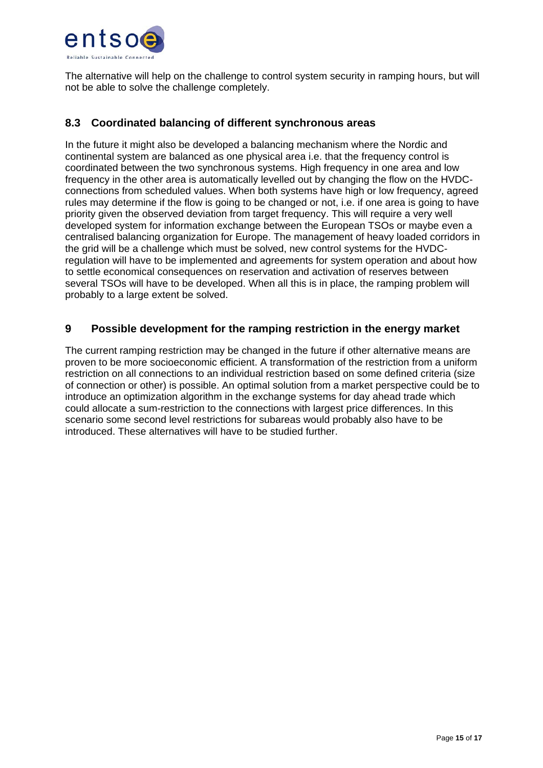The alternative will help on the challenge to control system security in ramping hours, but will not be able to solve the challenge completely.

### 8.3 Coordinated balancing of different synchronous areas

In the future it might also be developed a balancing mechanism where the Nordic and continental system are balanced as one physical area i.e. that the frequency control is coordinated between the two synchronous systems. High frequency in one area and low frequency in the other area is automatically levelled out by changing the flow on the HVDC-connections from scheduled values. When both systems have high or low frequency, agreed rules may determine if the flow is going to be changed or not, i.e. if one area is going to have priority given the observed deviation from target frequency. This will require a very well developed system for information exchange between the European TSOs or maybe even a centralised balancing organization for Europe. The management of heavy loaded corridors in the grid will be a challenge which must be solved, new control systems for the HVDC-regulation will have to be implemented and agreements for system operation and about how to settle economical consequences on reservation and activation of reserves between several TSOs will have to be developed. When all this is in place, the ramping problem will probably to a large extent be solved.

## 9 Possible development for the ramping restriction in the energy market

The current ramping restriction may be changed in the future if other alternative means are proven to be more socioeconomic efficient. A transformation of the restriction from a uniform restriction on all connections to an individual restriction based on some defined criteria (size of connection or other) is possible. An optimal solution from a market perspective could be to introduce an optimization algorithm in the exchange systems for day ahead trade which could allocate a sum-restriction to the connections with largest price differences. In this scenario some second level restrictions for subareas would probably also have to be introduced. These alternatives will have to be studied further.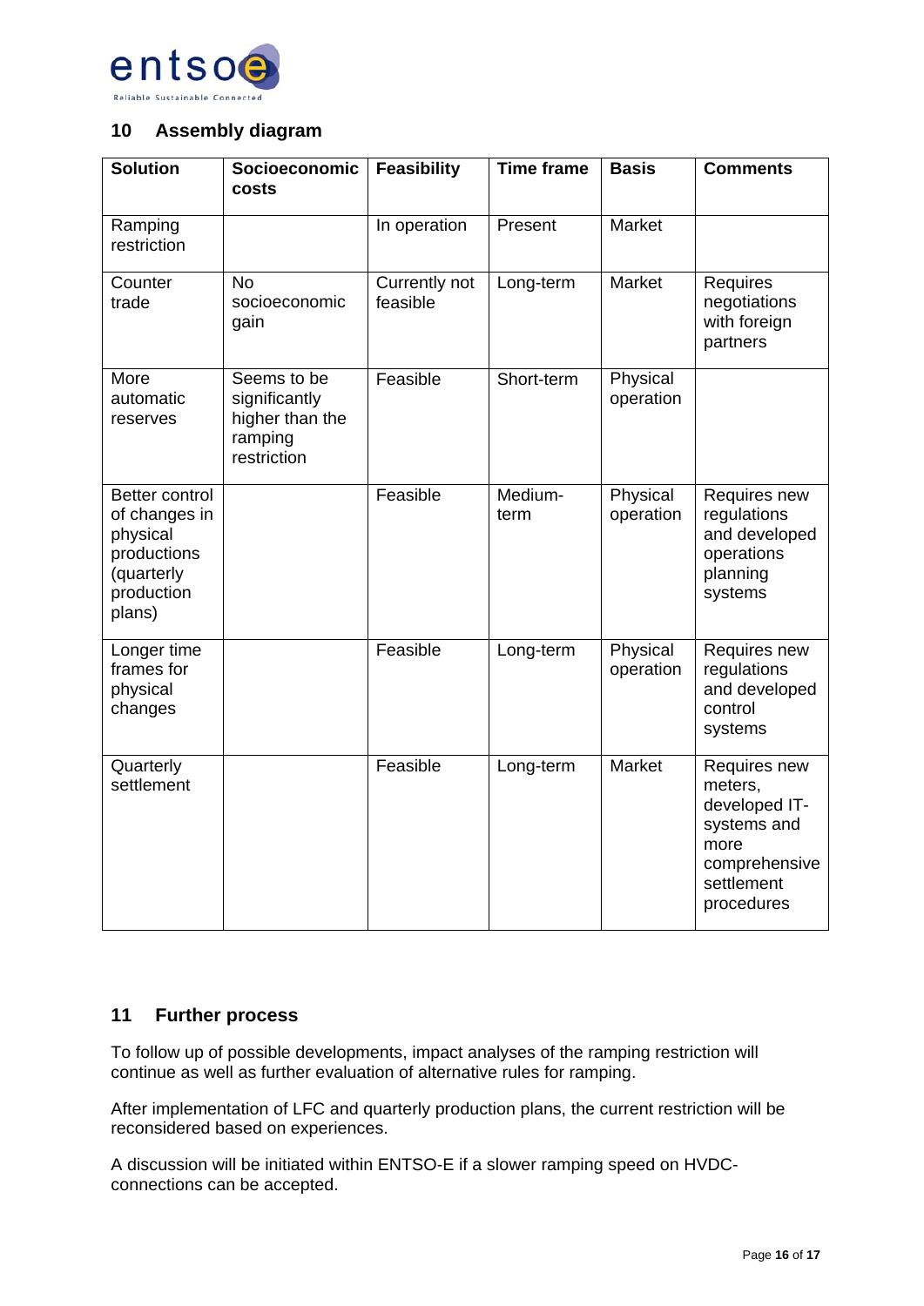## 10 Assembly diagram

| Solution | Socioeconomic costs | Feasibility | Time frame | Basis | Comments |
|---|---|---|---|---|---|
| Ramping restriction | | In operation | Present | Market | |
| Counter trade | No socioeconomic gain | Currently not feasible | Long-term | Market | Requires negotiations with foreign partners |
| More automatic reserves | Seems to be significantly higher than the ramping restriction | Feasible | Short-term | Physical operation | |
| Better control of changes in physical productions (quarterly production plans) | | Feasible | Medium-term | Physical operation | Requires new regulations and developed operations planning systems |
| Longer time frames for physical changes | | Feasible | Long-term | Physical operation | Requires new regulations and developed control systems |
| Quarterly settlement | | Feasible | Long-term | Market | Requires new meters, developed IT-systems and more comprehensive settlement procedures |

## 11 Further process

To follow up of possible developments, impact analyses of the ramping restriction will continue as well as further evaluation of alternative rules for ramping.

After implementation of LFC and quarterly production plans, the current restriction will be reconsidered based on experiences.

A discussion will be initiated within ENTSO-E if a slower ramping speed on HVDC-connections can be accepted.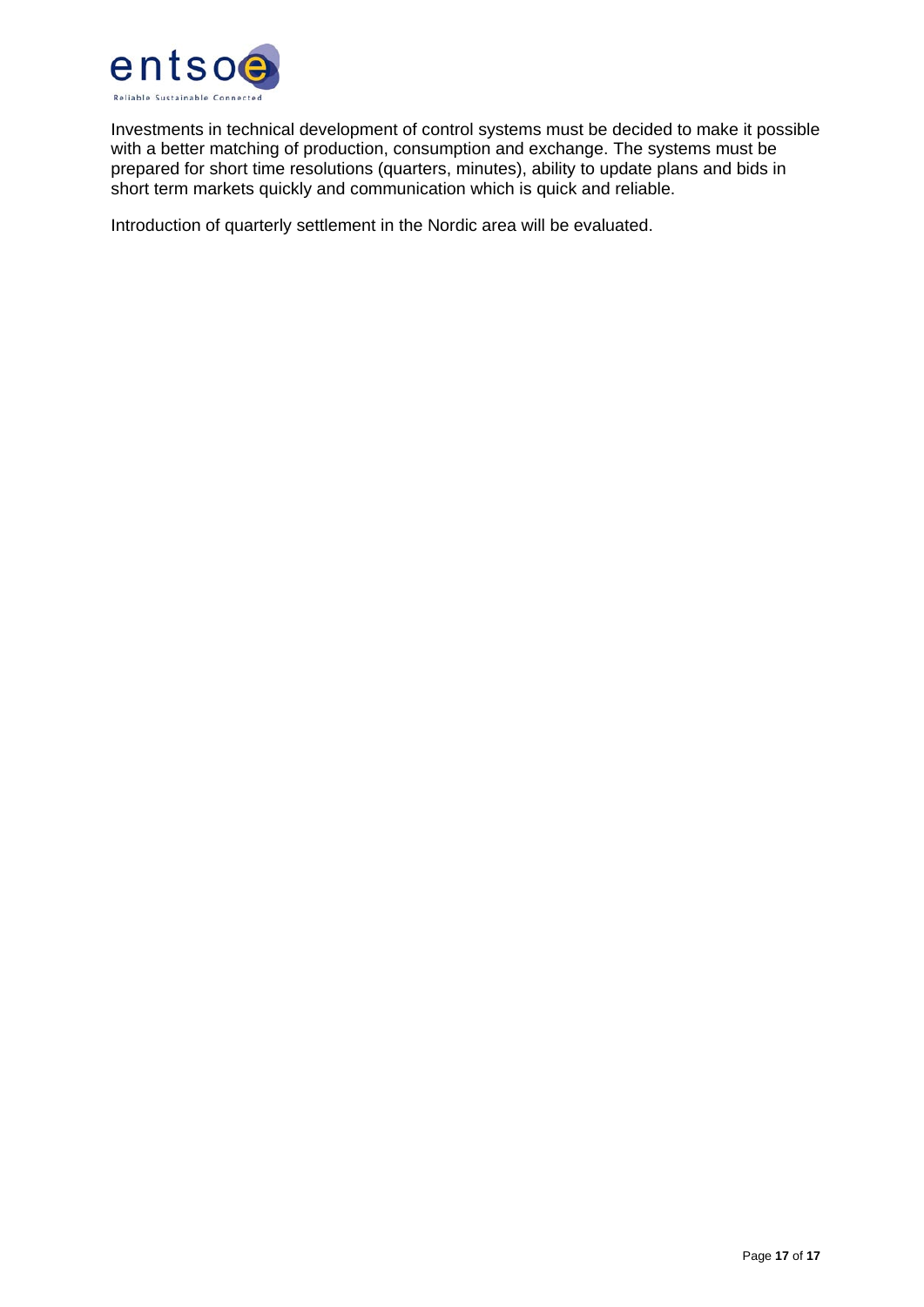Investments in technical development of control systems must be decided to make it possible with a better matching of production, consumption and exchange. The systems must be prepared for short time resolutions (quarters, minutes), ability to update plans and bids in short term markets quickly and communication which is quick and reliable.

Introduction of quarterly settlement in the Nordic area will be evaluated.